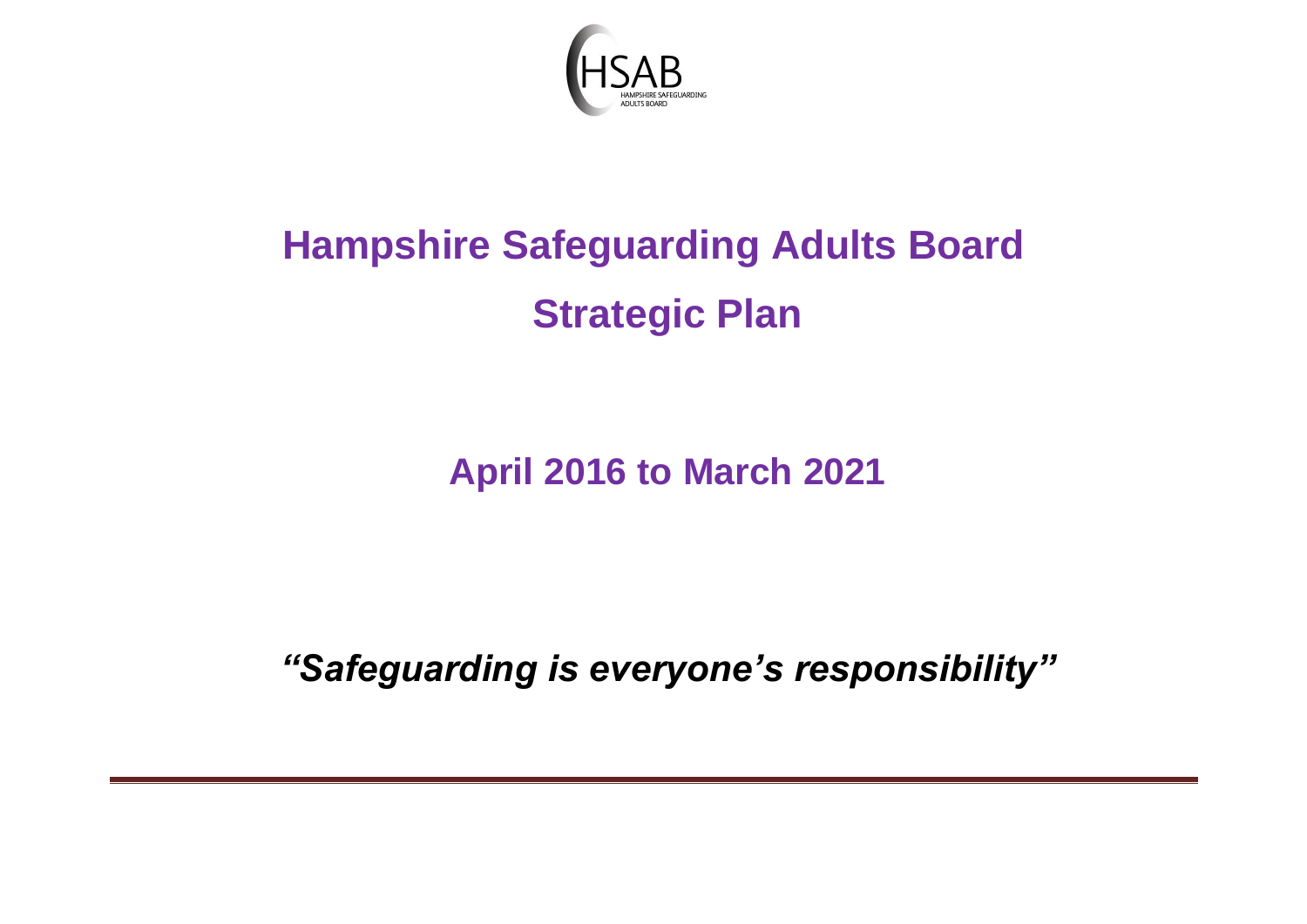HSAB

HAMPSHIRE SAFEGUARDING ADULTS BOARD

# Hampshire Safeguarding Adults Board

# Strategic Plan

## April 2016 to March 2021

***"Safeguarding is everyone's responsibility"***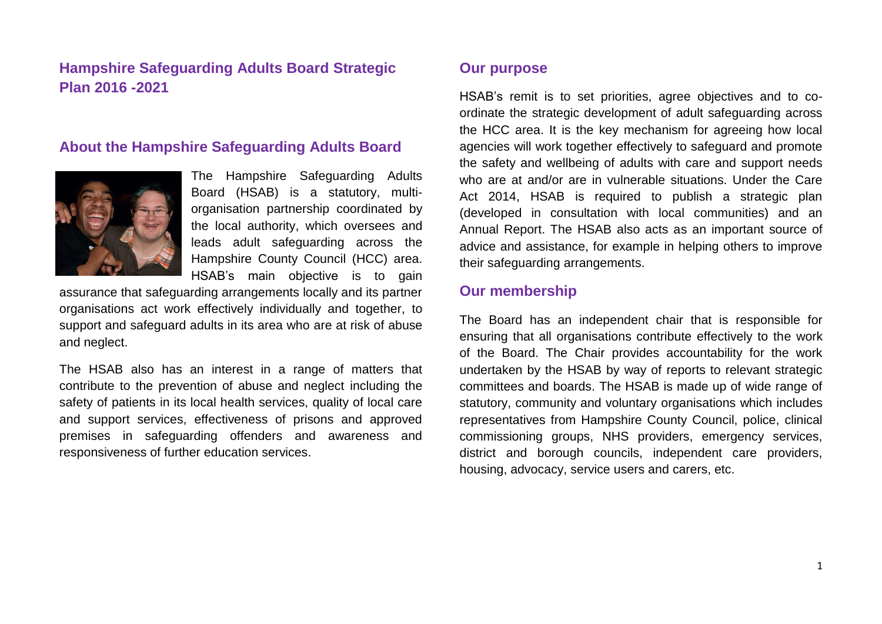# Hampshire Safeguarding Adults Board Strategic Plan 2016 -2021

## About the Hampshire Safeguarding Adults Board

The Hampshire Safeguarding Adults Board (HSAB) is a statutory, multi-organisation partnership coordinated by the local authority, which oversees and leads adult safeguarding across the Hampshire County Council (HCC) area. HSAB's main objective is to gain assurance that safeguarding arrangements locally and its partner organisations act work effectively individually and together, to support and safeguard adults in its area who are at risk of abuse and neglect.

The HSAB also has an interest in a range of matters that contribute to the prevention of abuse and neglect including the safety of patients in its local health services, quality of local care and support services, effectiveness of prisons and approved premises in safeguarding offenders and awareness and responsiveness of further education services.

## Our purpose

HSAB's remit is to set priorities, agree objectives and to co-ordinate the strategic development of adult safeguarding across the HCC area. It is the key mechanism for agreeing how local agencies will work together effectively to safeguard and promote the safety and wellbeing of adults with care and support needs who are at and/or are in vulnerable situations. Under the Care Act 2014, HSAB is required to publish a strategic plan (developed in consultation with local communities) and an Annual Report. The HSAB also acts as an important source of advice and assistance, for example in helping others to improve their safeguarding arrangements.

## Our membership

The Board has an independent chair that is responsible for ensuring that all organisations contribute effectively to the work of the Board. The Chair provides accountability for the work undertaken by the HSAB by way of reports to relevant strategic committees and boards. The HSAB is made up of wide range of statutory, community and voluntary organisations which includes representatives from Hampshire County Council, police, clinical commissioning groups, NHS providers, emergency services, district and borough councils, independent care providers, housing, advocacy, service users and carers, etc.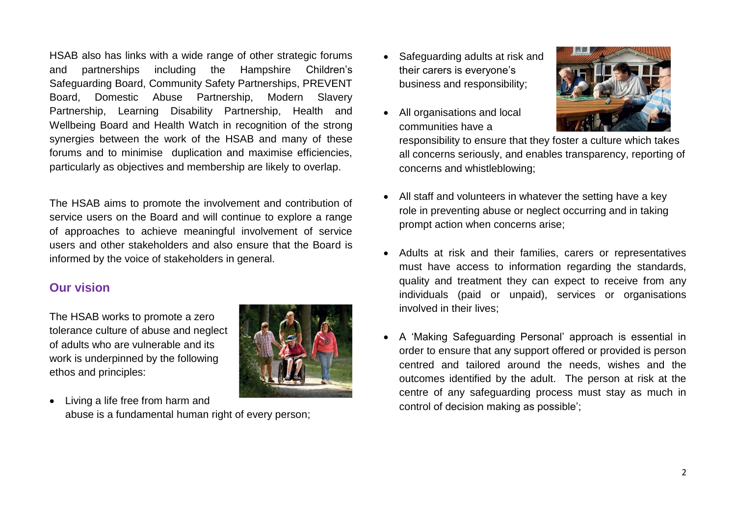HSAB also has links with a wide range of other strategic forums and partnerships including the Hampshire Children's Safeguarding Board, Community Safety Partnerships, PREVENT Board, Domestic Abuse Partnership, Modern Slavery Partnership, Learning Disability Partnership, Health and Wellbeing Board and Health Watch in recognition of the strong synergies between the work of the HSAB and many of these forums and to minimise duplication and maximise efficiencies, particularly as objectives and membership are likely to overlap.

The HSAB aims to promote the involvement and contribution of service users on the Board and will continue to explore a range of approaches to achieve meaningful involvement of service users and other stakeholders and also ensure that the Board is informed by the voice of stakeholders in general.

## Our vision

The HSAB works to promote a zero tolerance culture of abuse and neglect of adults who are vulnerable and its work is underpinned by the following ethos and principles:

- Living a life free from harm and abuse is a fundamental human right of every person;
- Safeguarding adults at risk and their carers is everyone's business and responsibility;
- All organisations and local communities have a responsibility to ensure that they foster a culture which takes all concerns seriously, and enables transparency, reporting of concerns and whistleblowing;
- All staff and volunteers in whatever the setting have a key role in preventing abuse or neglect occurring and in taking prompt action when concerns arise;
- Adults at risk and their families, carers or representatives must have access to information regarding the standards, quality and treatment they can expect to receive from any individuals (paid or unpaid), services or organisations involved in their lives;
- A 'Making Safeguarding Personal' approach is essential in order to ensure that any support offered or provided is person centred and tailored around the needs, wishes and the outcomes identified by the adult. The person at risk at the centre of any safeguarding process must stay as much in control of decision making as possible';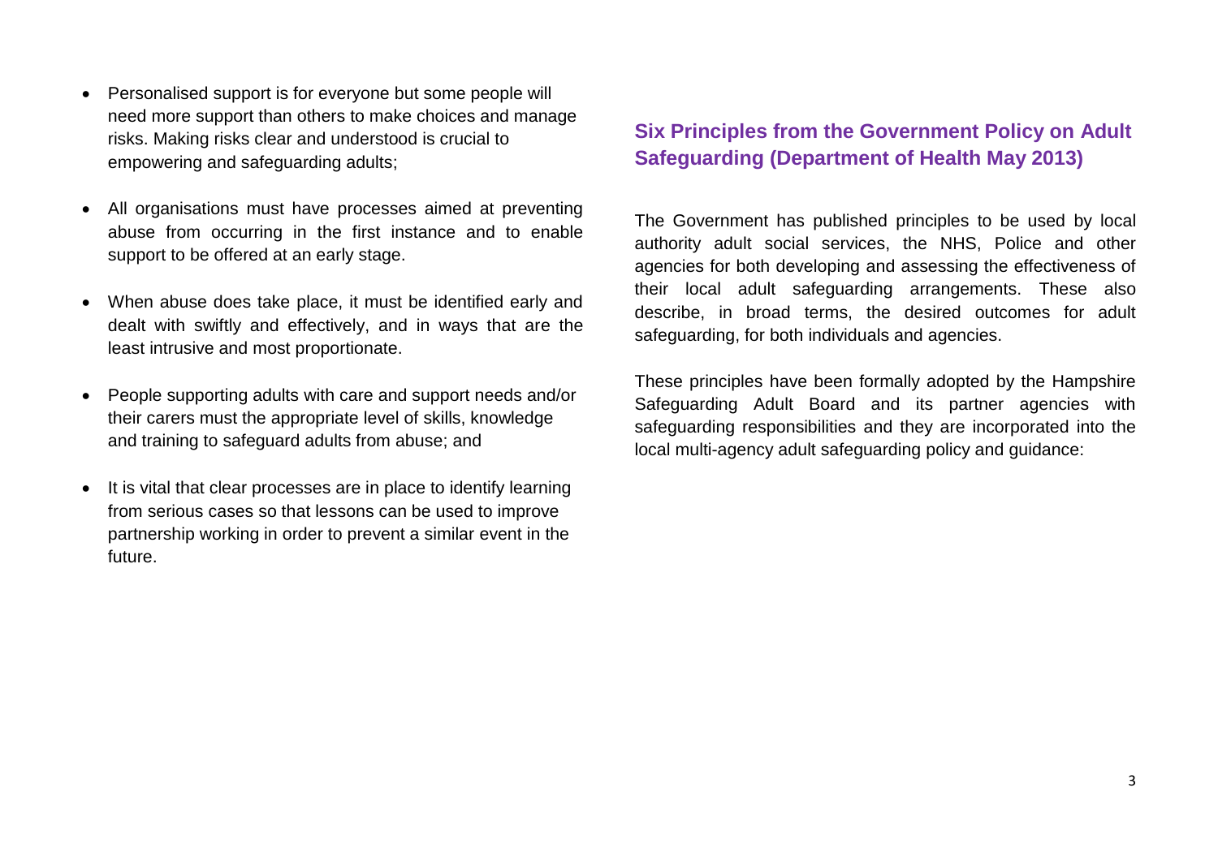- Personalised support is for everyone but some people will need more support than others to make choices and manage risks. Making risks clear and understood is crucial to empowering and safeguarding adults;
- All organisations must have processes aimed at preventing abuse from occurring in the first instance and to enable support to be offered at an early stage.
- When abuse does take place, it must be identified early and dealt with swiftly and effectively, and in ways that are the least intrusive and most proportionate.
- People supporting adults with care and support needs and/or their carers must the appropriate level of skills, knowledge and training to safeguard adults from abuse; and
- It is vital that clear processes are in place to identify learning from serious cases so that lessons can be used to improve partnership working in order to prevent a similar event in the future.

## Six Principles from the Government Policy on Adult Safeguarding (Department of Health May 2013)

The Government has published principles to be used by local authority adult social services, the NHS, Police and other agencies for both developing and assessing the effectiveness of their local adult safeguarding arrangements. These also describe, in broad terms, the desired outcomes for adult safeguarding, for both individuals and agencies.

These principles have been formally adopted by the Hampshire Safeguarding Adult Board and its partner agencies with safeguarding responsibilities and they are incorporated into the local multi-agency adult safeguarding policy and guidance: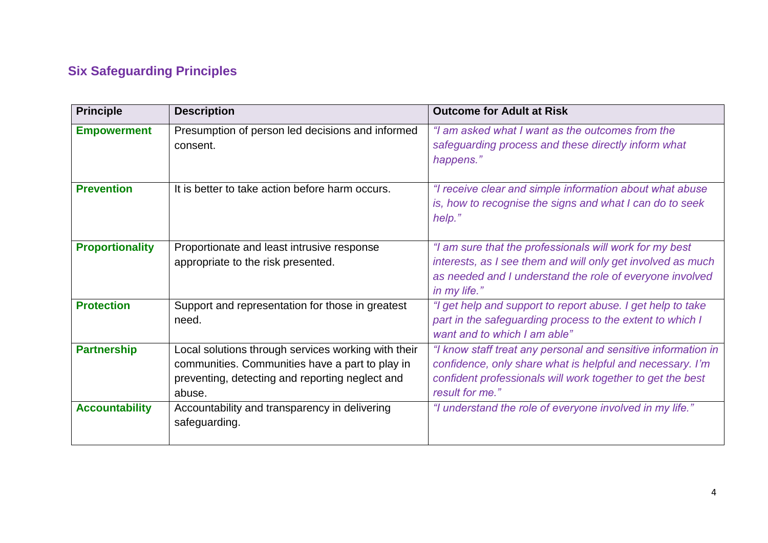## Six Safeguarding Principles

| Principle | Description | Outcome for Adult at Risk |
|---|---|---|
| **Empowerment** | Presumption of person led decisions and informed consent. | *“I am asked what I want as the outcomes from the safeguarding process and these directly inform what happens.”* |
| **Prevention** | It is better to take action before harm occurs. | *“I receive clear and simple information about what abuse is, how to recognise the signs and what I can do to seek help.”* |
| **Proportionality** | Proportionate and least intrusive response appropriate to the risk presented. | *“I am sure that the professionals will work for my best interests, as I see them and will only get involved as much as needed and I understand the role of everyone involved in my life.”* |
| **Protection** | Support and representation for those in greatest need. | *“I get help and support to report abuse. I get help to take part in the safeguarding process to the extent to which I want and to which I am able”* |
| **Partnership** | Local solutions through services working with their communities. Communities have a part to play in preventing, detecting and reporting neglect and abuse. | *“I know staff treat any personal and sensitive information in confidence, only share what is helpful and necessary. I’m confident professionals will work together to get the best result for me.”* |
| **Accountability** | Accountability and transparency in delivering safeguarding. | *“I understand the role of everyone involved in my life.”* |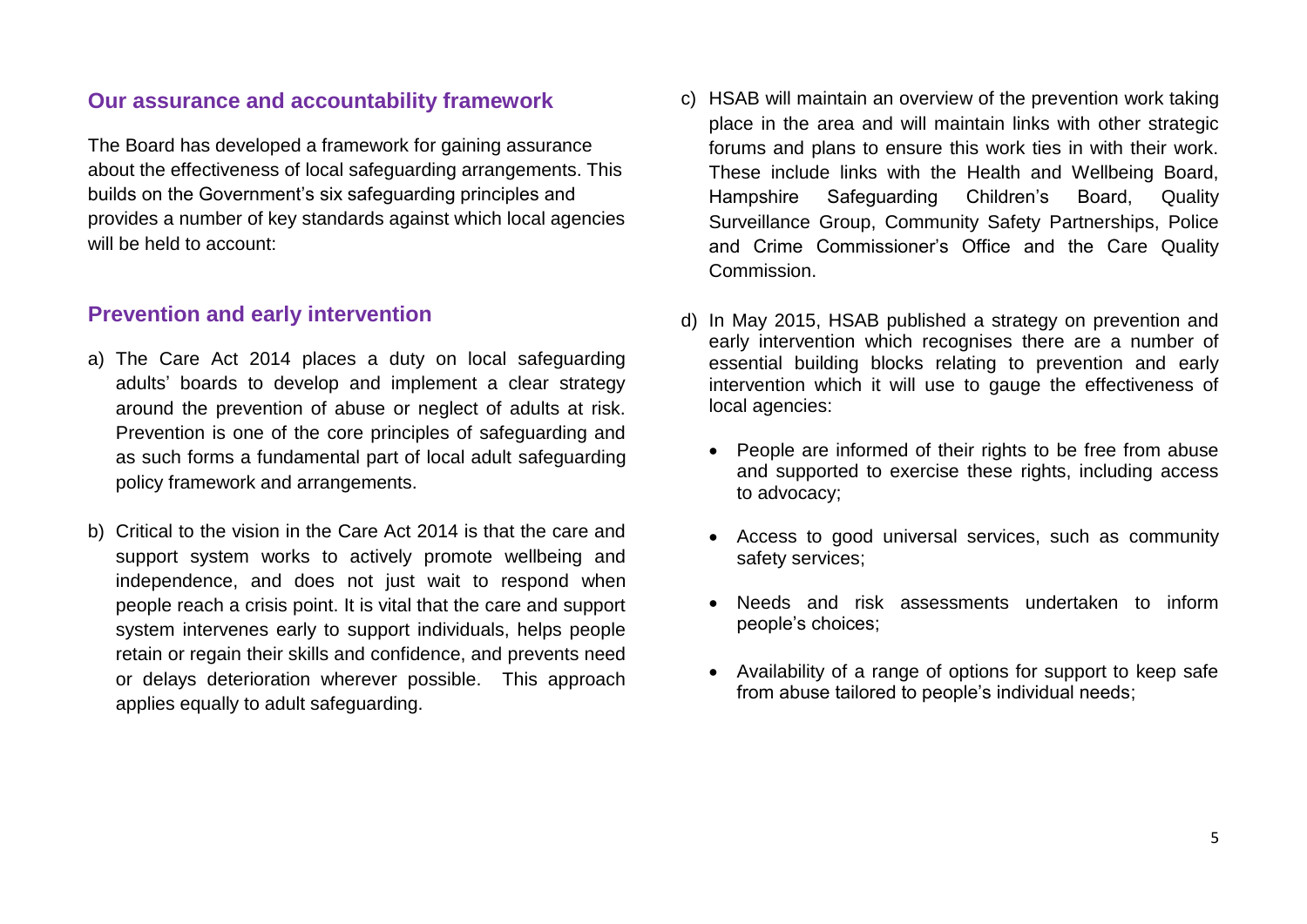## Our assurance and accountability framework

The Board has developed a framework for gaining assurance about the effectiveness of local safeguarding arrangements. This builds on the Government's six safeguarding principles and provides a number of key standards against which local agencies will be held to account:

## Prevention and early intervention

a) The Care Act 2014 places a duty on local safeguarding adults' boards to develop and implement a clear strategy around the prevention of abuse or neglect of adults at risk. Prevention is one of the core principles of safeguarding and as such forms a fundamental part of local adult safeguarding policy framework and arrangements.

b) Critical to the vision in the Care Act 2014 is that the care and support system works to actively promote wellbeing and independence, and does not just wait to respond when people reach a crisis point. It is vital that the care and support system intervenes early to support individuals, helps people retain or regain their skills and confidence, and prevents need or delays deterioration wherever possible. This approach applies equally to adult safeguarding.

c) HSAB will maintain an overview of the prevention work taking place in the area and will maintain links with other strategic forums and plans to ensure this work ties in with their work. These include links with the Health and Wellbeing Board, Hampshire Safeguarding Children's Board, Quality Surveillance Group, Community Safety Partnerships, Police and Crime Commissioner's Office and the Care Quality Commission.

d) In May 2015, HSAB published a strategy on prevention and early intervention which recognises there are a number of essential building blocks relating to prevention and early intervention which it will use to gauge the effectiveness of local agencies:

   - People are informed of their rights to be free from abuse and supported to exercise these rights, including access to advocacy;
   - Access to good universal services, such as community safety services;
   - Needs and risk assessments undertaken to inform people's choices;
   - Availability of a range of options for support to keep safe from abuse tailored to people's individual needs;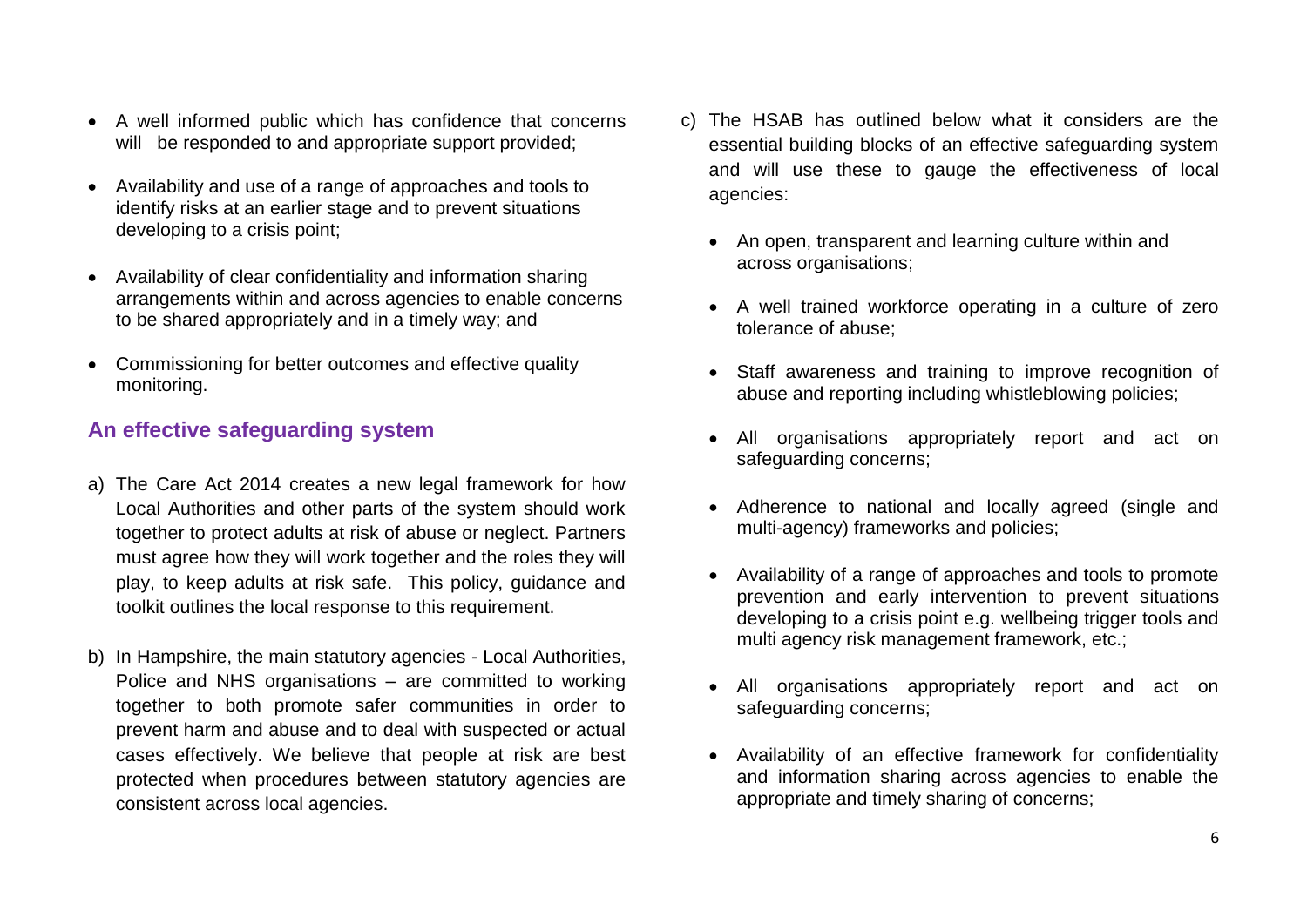- A well informed public which has confidence that concerns will be responded to and appropriate support provided;
- Availability and use of a range of approaches and tools to identify risks at an earlier stage and to prevent situations developing to a crisis point;
- Availability of clear confidentiality and information sharing arrangements within and across agencies to enable concerns to be shared appropriately and in a timely way; and
- Commissioning for better outcomes and effective quality monitoring.

## An effective safeguarding system

a) The Care Act 2014 creates a new legal framework for how Local Authorities and other parts of the system should work together to protect adults at risk of abuse or neglect. Partners must agree how they will work together and the roles they will play, to keep adults at risk safe. This policy, guidance and toolkit outlines the local response to this requirement.

b) In Hampshire, the main statutory agencies - Local Authorities, Police and NHS organisations – are committed to working together to both promote safer communities in order to prevent harm and abuse and to deal with suspected or actual cases effectively. We believe that people at risk are best protected when procedures between statutory agencies are consistent across local agencies.

c) The HSAB has outlined below what it considers are the essential building blocks of an effective safeguarding system and will use these to gauge the effectiveness of local agencies:

- An open, transparent and learning culture within and across organisations;
- A well trained workforce operating in a culture of zero tolerance of abuse;
- Staff awareness and training to improve recognition of abuse and reporting including whistleblowing policies;
- All organisations appropriately report and act on safeguarding concerns;
- Adherence to national and locally agreed (single and multi-agency) frameworks and policies;
- Availability of a range of approaches and tools to promote prevention and early intervention to prevent situations developing to a crisis point e.g. wellbeing trigger tools and multi agency risk management framework, etc.;
- All organisations appropriately report and act on safeguarding concerns;
- Availability of an effective framework for confidentiality and information sharing across agencies to enable the appropriate and timely sharing of concerns;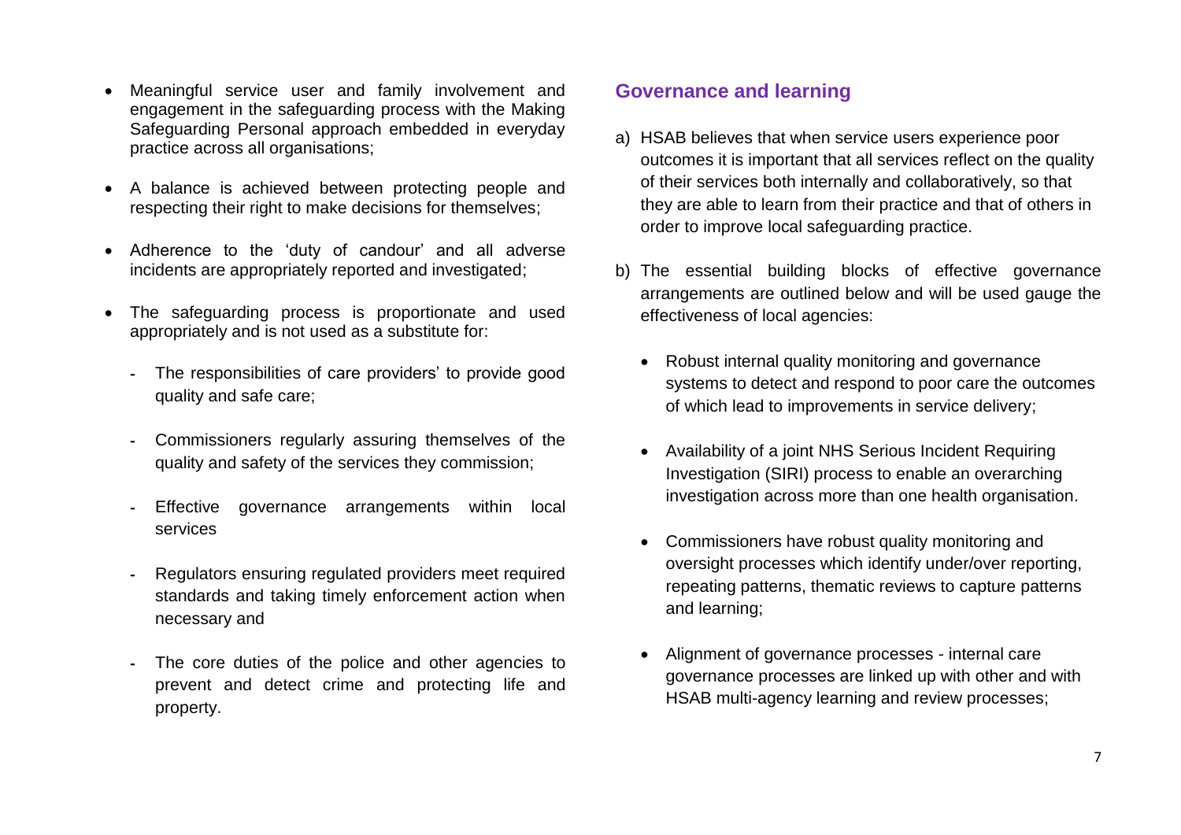- Meaningful service user and family involvement and engagement in the safeguarding process with the Making Safeguarding Personal approach embedded in everyday practice across all organisations;

- A balance is achieved between protecting people and respecting their right to make decisions for themselves;

- Adherence to the 'duty of candour' and all adverse incidents are appropriately reported and investigated;

- The safeguarding process is proportionate and used appropriately and is not used as a substitute for:

  - The responsibilities of care providers' to provide good quality and safe care;

  - Commissioners regularly assuring themselves of the quality and safety of the services they commission;

  - Effective governance arrangements within local services

  - Regulators ensuring regulated providers meet required standards and taking timely enforcement action when necessary and

  - The core duties of the police and other agencies to prevent and detect crime and protecting life and property.

## Governance and learning

a) HSAB believes that when service users experience poor outcomes it is important that all services reflect on the quality of their services both internally and collaboratively, so that they are able to learn from their practice and that of others in order to improve local safeguarding practice.

b) The essential building blocks of effective governance arrangements are outlined below and will be used gauge the effectiveness of local agencies:

   - Robust internal quality monitoring and governance systems to detect and respond to poor care the outcomes of which lead to improvements in service delivery;

   - Availability of a joint NHS Serious Incident Requiring Investigation (SIRI) process to enable an overarching investigation across more than one health organisation.

   - Commissioners have robust quality monitoring and oversight processes which identify under/over reporting, repeating patterns, thematic reviews to capture patterns and learning;

   - Alignment of governance processes - internal care governance processes are linked up with other and with HSAB multi-agency learning and review processes;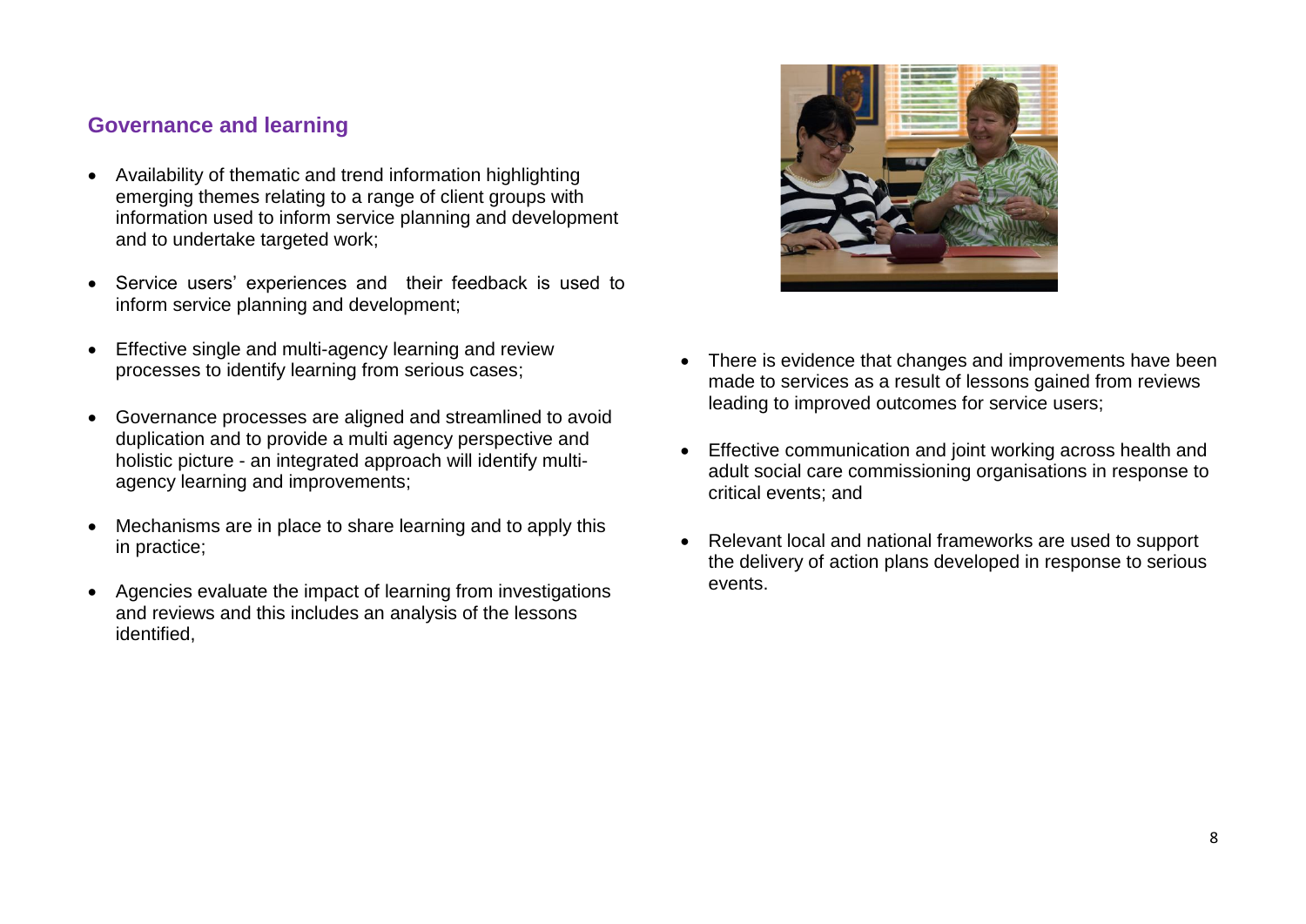## Governance and learning

- Availability of thematic and trend information highlighting emerging themes relating to a range of client groups with information used to inform service planning and development and to undertake targeted work;
- Service users' experiences and their feedback is used to inform service planning and development;
- Effective single and multi-agency learning and review processes to identify learning from serious cases;
- Governance processes are aligned and streamlined to avoid duplication and to provide a multi agency perspective and holistic picture - an integrated approach will identify multi-agency learning and improvements;
- Mechanisms are in place to share learning and to apply this in practice;
- Agencies evaluate the impact of learning from investigations and reviews and this includes an analysis of the lessons identified,
- There is evidence that changes and improvements have been made to services as a result of lessons gained from reviews leading to improved outcomes for service users;
- Effective communication and joint working across health and adult social care commissioning organisations in response to critical events; and
- Relevant local and national frameworks are used to support the delivery of action plans developed in response to serious events.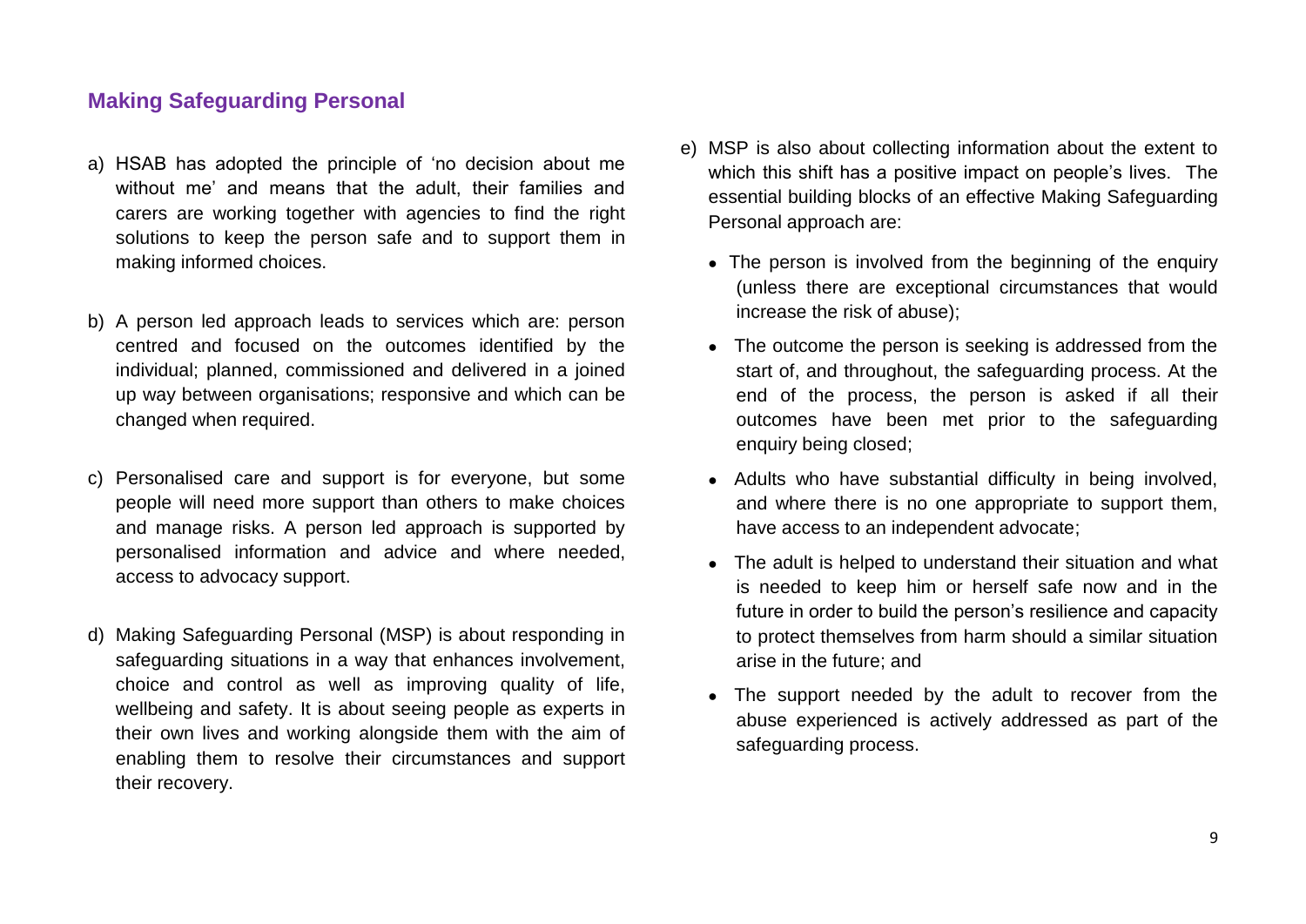## Making Safeguarding Personal

a) HSAB has adopted the principle of 'no decision about me without me' and means that the adult, their families and carers are working together with agencies to find the right solutions to keep the person safe and to support them in making informed choices.

b) A person led approach leads to services which are: person centred and focused on the outcomes identified by the individual; planned, commissioned and delivered in a joined up way between organisations; responsive and which can be changed when required.

c) Personalised care and support is for everyone, but some people will need more support than others to make choices and manage risks. A person led approach is supported by personalised information and advice and where needed, access to advocacy support.

d) Making Safeguarding Personal (MSP) is about responding in safeguarding situations in a way that enhances involvement, choice and control as well as improving quality of life, wellbeing and safety. It is about seeing people as experts in their own lives and working alongside them with the aim of enabling them to resolve their circumstances and support their recovery.

e) MSP is also about collecting information about the extent to which this shift has a positive impact on people's lives. The essential building blocks of an effective Making Safeguarding Personal approach are:

- The person is involved from the beginning of the enquiry (unless there are exceptional circumstances that would increase the risk of abuse);
- The outcome the person is seeking is addressed from the start of, and throughout, the safeguarding process. At the end of the process, the person is asked if all their outcomes have been met prior to the safeguarding enquiry being closed;
- Adults who have substantial difficulty in being involved, and where there is no one appropriate to support them, have access to an independent advocate;
- The adult is helped to understand their situation and what is needed to keep him or herself safe now and in the future in order to build the person's resilience and capacity to protect themselves from harm should a similar situation arise in the future; and
- The support needed by the adult to recover from the abuse experienced is actively addressed as part of the safeguarding process.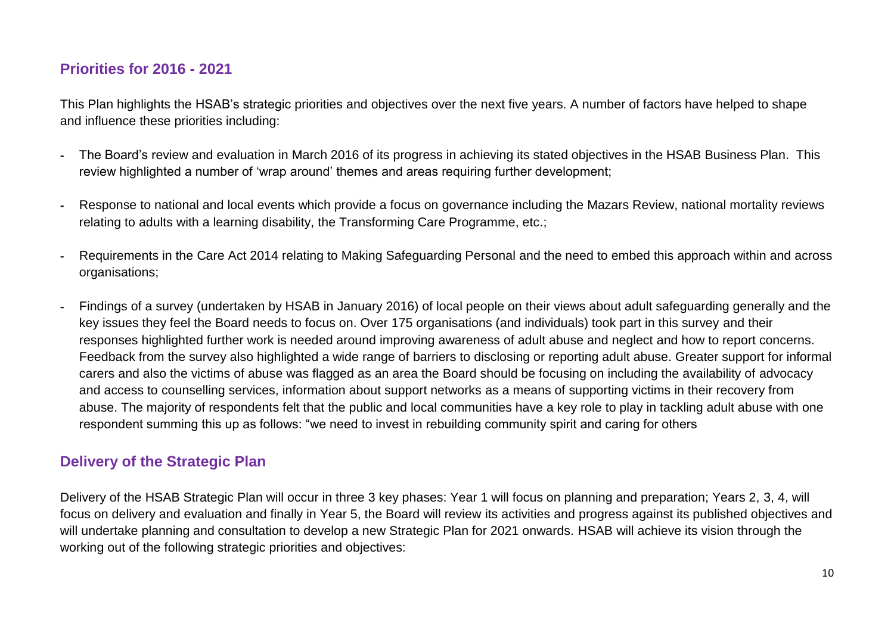## Priorities for 2016 - 2021

This Plan highlights the HSAB's strategic priorities and objectives over the next five years. A number of factors have helped to shape and influence these priorities including:

- The Board's review and evaluation in March 2016 of its progress in achieving its stated objectives in the HSAB Business Plan. This review highlighted a number of 'wrap around' themes and areas requiring further development;
- Response to national and local events which provide a focus on governance including the Mazars Review, national mortality reviews relating to adults with a learning disability, the Transforming Care Programme, etc.;
- Requirements in the Care Act 2014 relating to Making Safeguarding Personal and the need to embed this approach within and across organisations;
- Findings of a survey (undertaken by HSAB in January 2016) of local people on their views about adult safeguarding generally and the key issues they feel the Board needs to focus on. Over 175 organisations (and individuals) took part in this survey and their responses highlighted further work is needed around improving awareness of adult abuse and neglect and how to report concerns. Feedback from the survey also highlighted a wide range of barriers to disclosing or reporting adult abuse. Greater support for informal carers and also the victims of abuse was flagged as an area the Board should be focusing on including the availability of advocacy and access to counselling services, information about support networks as a means of supporting victims in their recovery from abuse. The majority of respondents felt that the public and local communities have a key role to play in tackling adult abuse with one respondent summing this up as follows: "we need to invest in rebuilding community spirit and caring for others

## Delivery of the Strategic Plan

Delivery of the HSAB Strategic Plan will occur in three 3 key phases: Year 1 will focus on planning and preparation; Years 2, 3, 4, will focus on delivery and evaluation and finally in Year 5, the Board will review its activities and progress against its published objectives and will undertake planning and consultation to develop a new Strategic Plan for 2021 onwards. HSAB will achieve its vision through the working out of the following strategic priorities and objectives: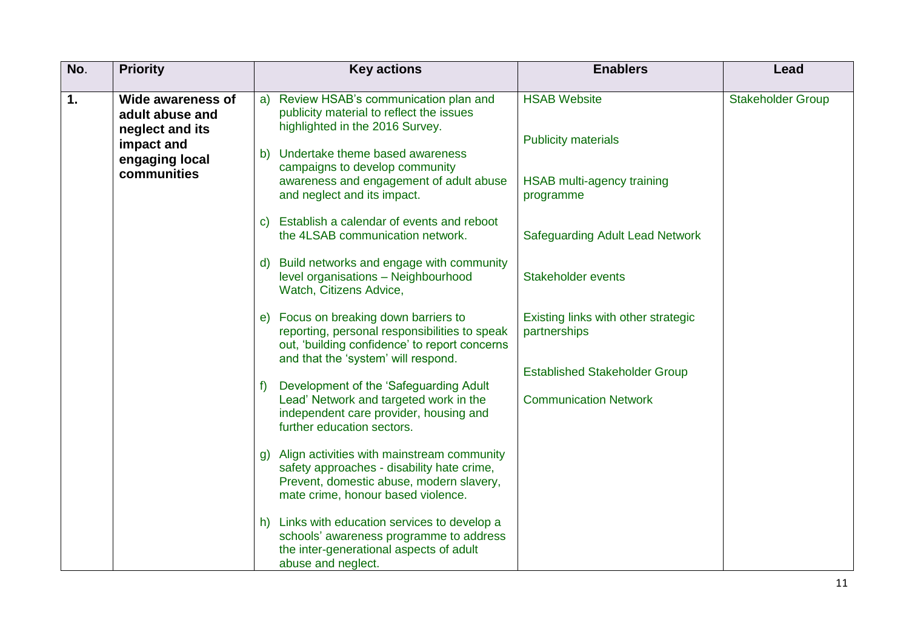| No. | Priority | Key actions | Enablers | Lead |
|---|---|---|---|---|
| **1.** | **Wide awareness of adult abuse and neglect and its impact and engaging local communities** | a) Review HSAB's communication plan and publicity material to reflect the issues highlighted in the 2016 Survey.<br><br>b) Undertake theme based awareness campaigns to develop community awareness and engagement of adult abuse and neglect and its impact.<br><br>c) Establish a calendar of events and reboot the 4LSAB communication network.<br><br>d) Build networks and engage with community level organisations – Neighbourhood Watch, Citizens Advice,<br><br>e) Focus on breaking down barriers to reporting, personal responsibilities to speak out, 'building confidence' to report concerns and that the 'system' will respond.<br><br>f) Development of the 'Safeguarding Adult Lead' Network and targeted work in the independent care provider, housing and further education sectors.<br><br>g) Align activities with mainstream community safety approaches - disability hate crime, Prevent, domestic abuse, modern slavery, mate crime, honour based violence.<br><br>h) Links with education services to develop a schools' awareness programme to address the inter-generational aspects of adult abuse and neglect. | HSAB Website<br><br>Publicity materials<br><br>HSAB multi-agency training programme<br><br>Safeguarding Adult Lead Network<br><br>Stakeholder events<br><br>Existing links with other strategic partnerships<br><br>Established Stakeholder Group<br><br>Communication Network | Stakeholder Group |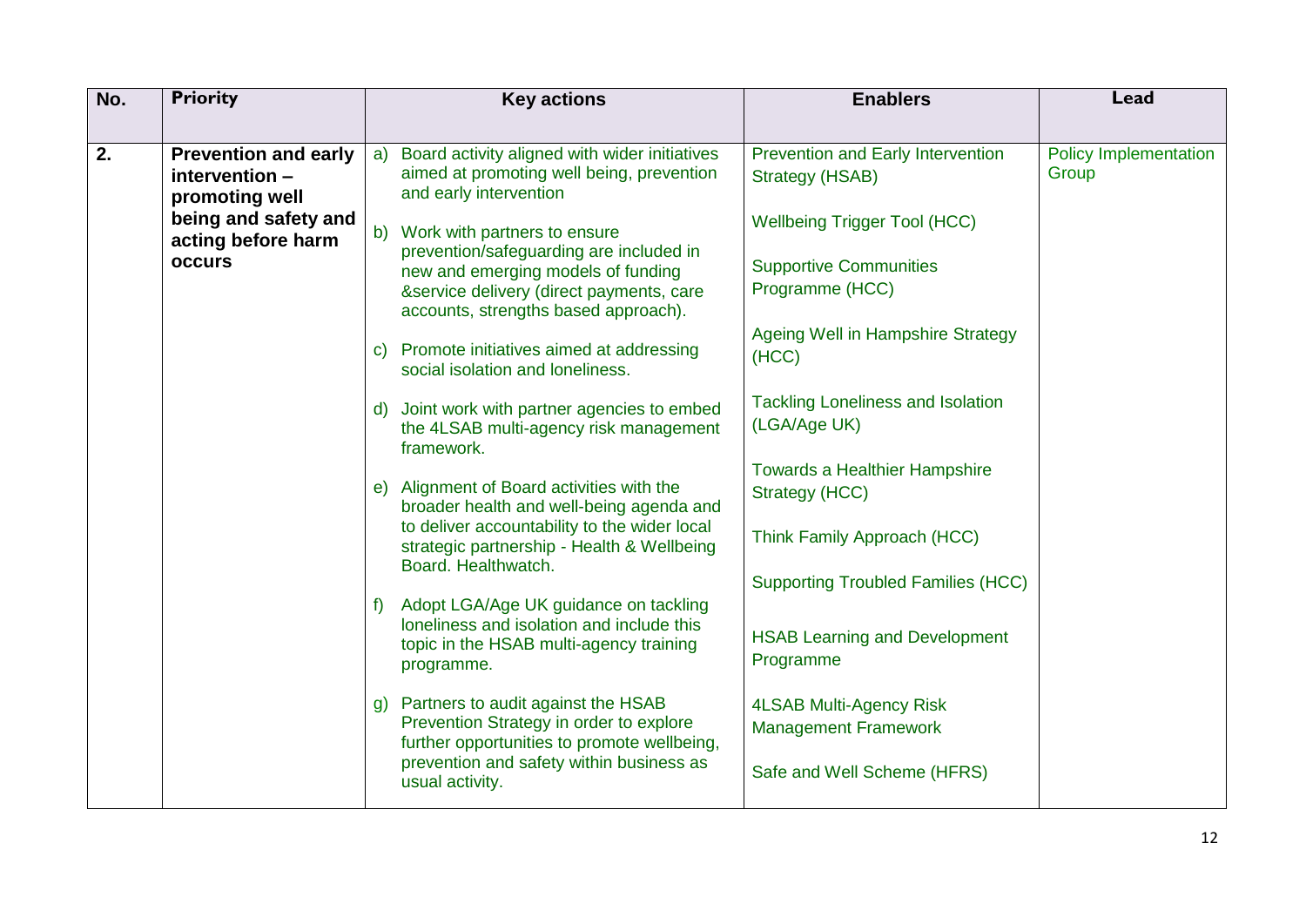| No. | Priority | Key actions | Enablers | Lead |
|---|---|---|---|---|
| **2.** | **Prevention and early intervention – promoting well being and safety and acting before harm occurs** | a) Board activity aligned with wider initiatives aimed at promoting well being, prevention and early intervention<br><br>b) Work with partners to ensure prevention/safeguarding are included in new and emerging models of funding &service delivery (direct payments, care accounts, strengths based approach).<br><br>c) Promote initiatives aimed at addressing social isolation and loneliness.<br><br>d) Joint work with partner agencies to embed the 4LSAB multi-agency risk management framework.<br><br>e) Alignment of Board activities with the broader health and well-being agenda and to deliver accountability to the wider local strategic partnership - Health & Wellbeing Board. Healthwatch.<br><br>f) Adopt LGA/Age UK guidance on tackling loneliness and isolation and include this topic in the HSAB multi-agency training programme.<br><br>g) Partners to audit against the HSAB Prevention Strategy in order to explore further opportunities to promote wellbeing, prevention and safety within business as usual activity. | Prevention and Early Intervention Strategy (HSAB)<br><br>Wellbeing Trigger Tool (HCC)<br><br>Supportive Communities Programme (HCC)<br><br>Ageing Well in Hampshire Strategy (HCC)<br><br>Tackling Loneliness and Isolation (LGA/Age UK)<br><br>Towards a Healthier Hampshire Strategy (HCC)<br><br>Think Family Approach (HCC)<br><br>Supporting Troubled Families (HCC)<br><br>HSAB Learning and Development Programme<br><br>4LSAB Multi-Agency Risk Management Framework<br><br>Safe and Well Scheme (HFRS) | Policy Implementation Group |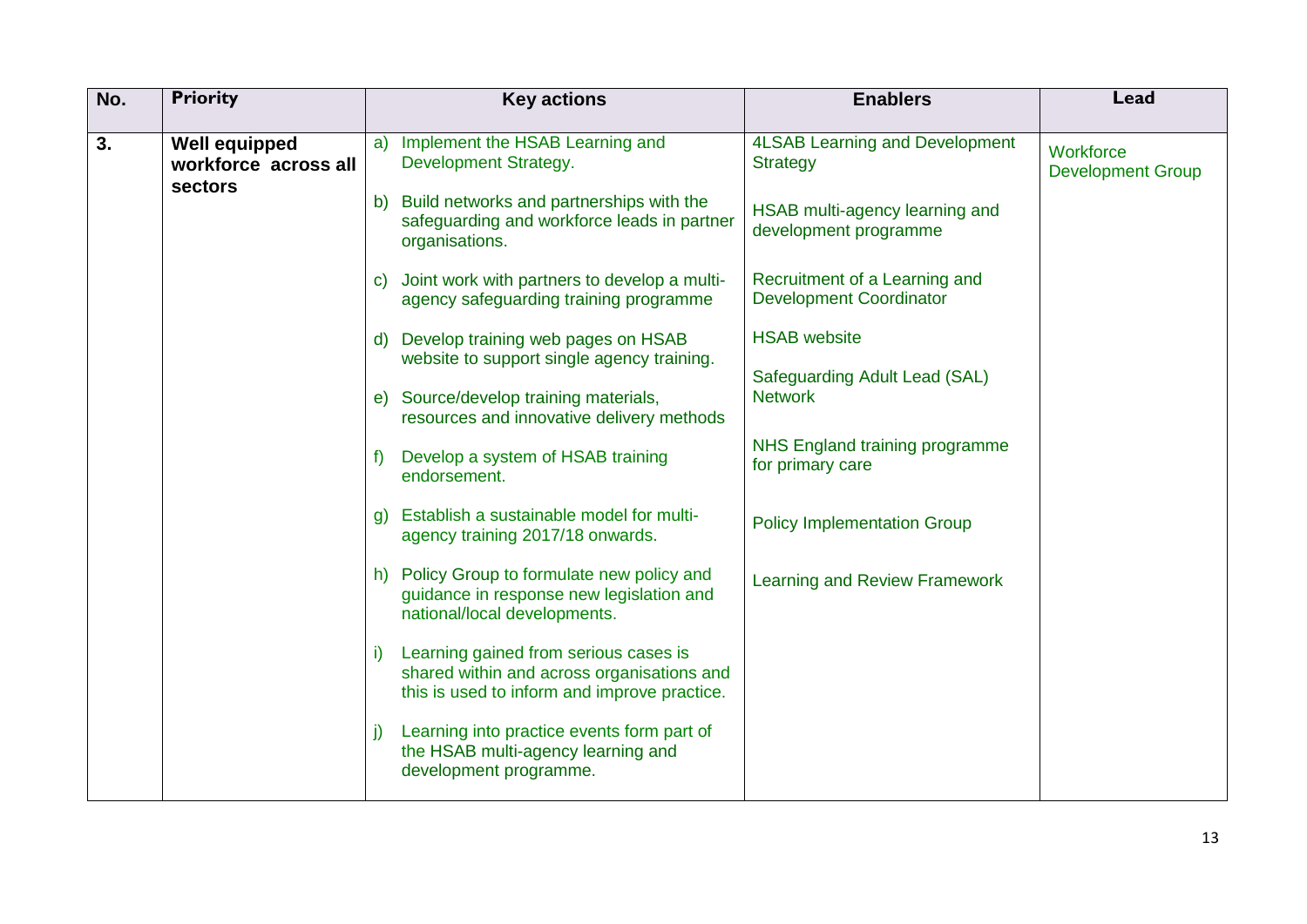| No. | Priority | Key actions | Enablers | Lead |
|---|---|---|---|---|
| **3.** | **Well equipped workforce across all sectors** | a) Implement the HSAB Learning and Development Strategy.<br><br>b) Build networks and partnerships with the safeguarding and workforce leads in partner organisations.<br><br>c) Joint work with partners to develop a multi-agency safeguarding training programme<br><br>d) Develop training web pages on HSAB website to support single agency training.<br><br>e) Source/develop training materials, resources and innovative delivery methods<br><br>f) Develop a system of HSAB training endorsement.<br><br>g) Establish a sustainable model for multi-agency training 2017/18 onwards.<br><br>h) Policy Group to formulate new policy and guidance in response new legislation and national/local developments.<br><br>i) Learning gained from serious cases is shared within and across organisations and this is used to inform and improve practice.<br><br>j) Learning into practice events form part of the HSAB multi-agency learning and development programme. | 4LSAB Learning and Development Strategy<br><br>HSAB multi-agency learning and development programme<br><br>Recruitment of a Learning and Development Coordinator<br><br>HSAB website<br><br>Safeguarding Adult Lead (SAL) Network<br><br>NHS England training programme for primary care<br><br>Policy Implementation Group<br><br>Learning and Review Framework | Workforce Development Group |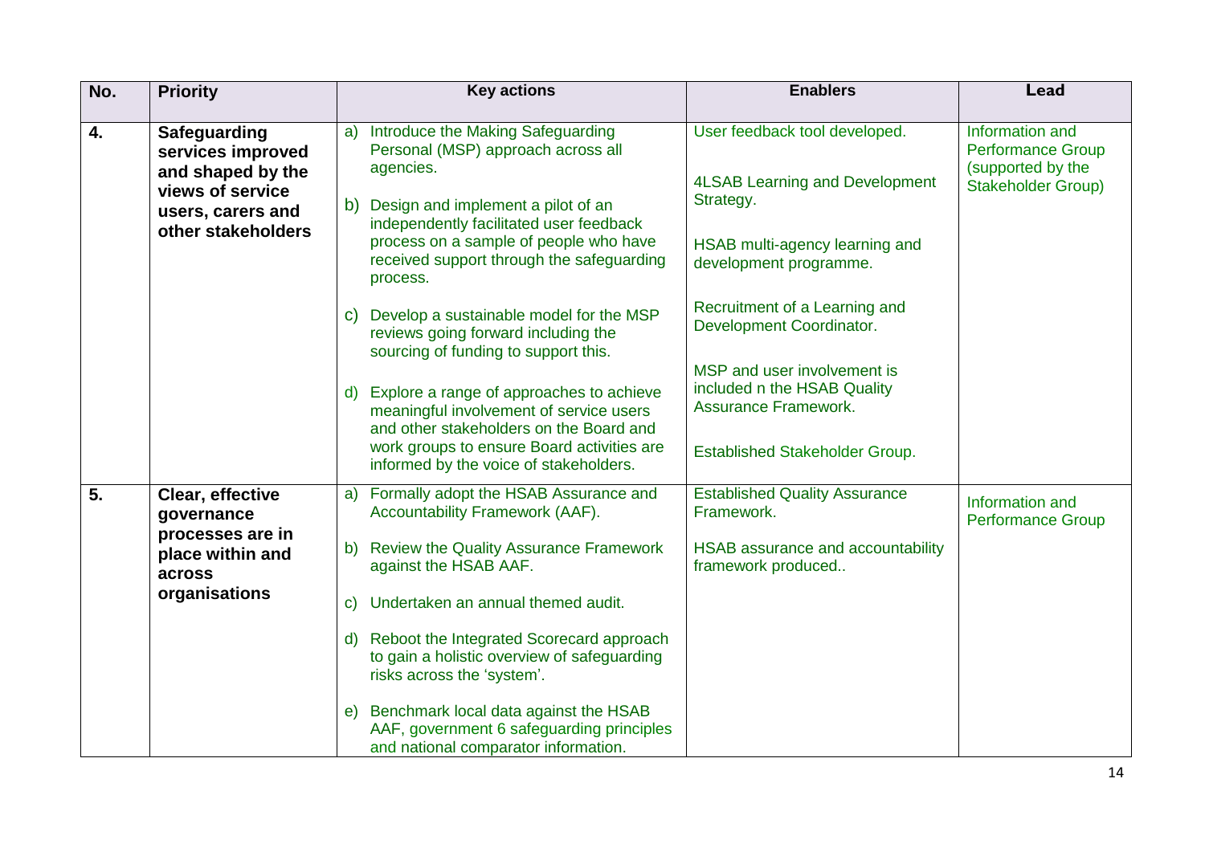| No. | Priority | Key actions | Enablers | Lead |
|---|---|---|---|---|
| **4.** | **Safeguarding services improved and shaped by the views of service users, carers and other stakeholders** | a) Introduce the Making Safeguarding Personal (MSP) approach across all agencies.<br><br>b) Design and implement a pilot of an independently facilitated user feedback process on a sample of people who have received support through the safeguarding process.<br><br>c) Develop a sustainable model for the MSP reviews going forward including the sourcing of funding to support this.<br><br>d) Explore a range of approaches to achieve meaningful involvement of service users and other stakeholders on the Board and work groups to ensure Board activities are informed by the voice of stakeholders. | User feedback tool developed.<br><br>4LSAB Learning and Development Strategy.<br><br>HSAB multi-agency learning and development programme.<br><br>Recruitment of a Learning and Development Coordinator.<br><br>MSP and user involvement is included n the HSAB Quality Assurance Framework.<br><br>Established Stakeholder Group. | Information and Performance Group (supported by the Stakeholder Group) |
| **5.** | **Clear, effective governance processes are in place within and across organisations** | a) Formally adopt the HSAB Assurance and Accountability Framework (AAF).<br><br>b) Review the Quality Assurance Framework against the HSAB AAF.<br><br>c) Undertaken an annual themed audit.<br><br>d) Reboot the Integrated Scorecard approach to gain a holistic overview of safeguarding risks across the 'system'.<br><br>e) Benchmark local data against the HSAB AAF, government 6 safeguarding principles and national comparator information. | Established Quality Assurance Framework.<br><br>HSAB assurance and accountability framework produced.. | Information and Performance Group |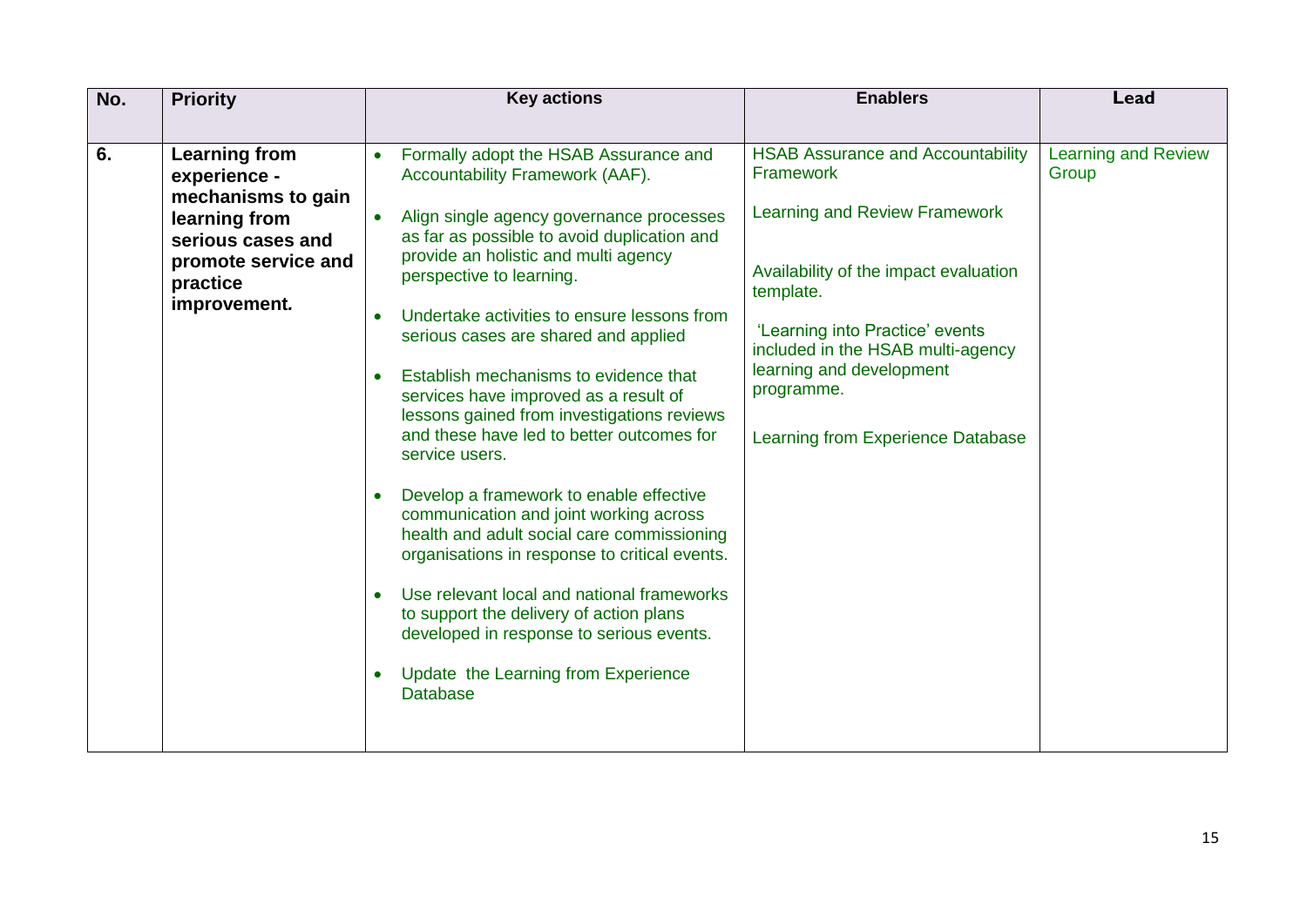| No. | Priority | Key actions | Enablers | Lead |
|---|---|---|---|---|
| 6. | **Learning from experience - mechanisms to gain learning from serious cases and promote service and practice improvement.** | • Formally adopt the HSAB Assurance and Accountability Framework (AAF).<br><br>• Align single agency governance processes as far as possible to avoid duplication and provide an holistic and multi agency perspective to learning.<br><br>• Undertake activities to ensure lessons from serious cases are shared and applied<br><br>• Establish mechanisms to evidence that services have improved as a result of lessons gained from investigations reviews and these have led to better outcomes for service users.<br><br>• Develop a framework to enable effective communication and joint working across health and adult social care commissioning organisations in response to critical events.<br><br>• Use relevant local and national frameworks to support the delivery of action plans developed in response to serious events.<br><br>• Update the Learning from Experience Database | HSAB Assurance and Accountability Framework<br><br>Learning and Review Framework<br><br>Availability of the impact evaluation template.<br><br>'Learning into Practice' events included in the HSAB multi-agency learning and development programme.<br><br>Learning from Experience Database | Learning and Review Group |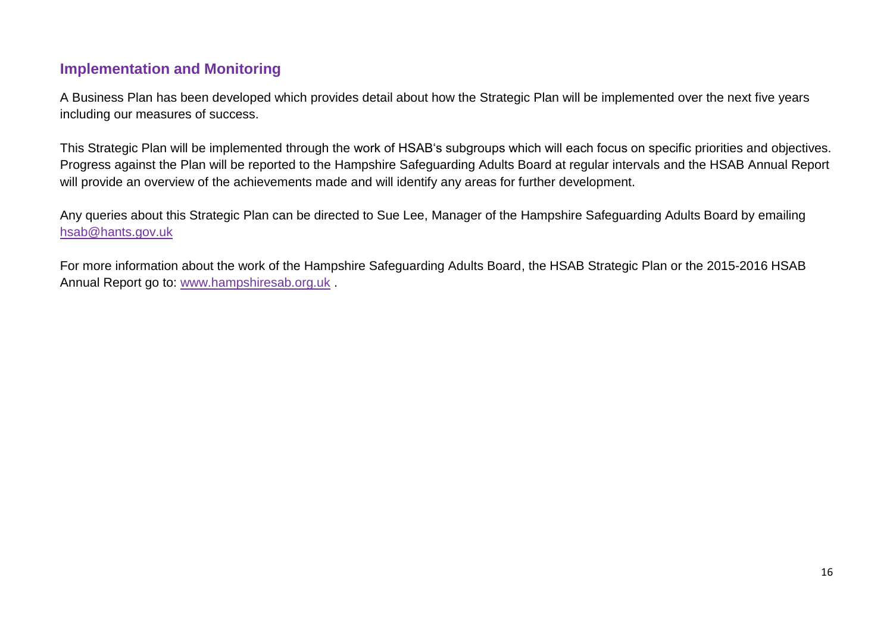## Implementation and Monitoring

A Business Plan has been developed which provides detail about how the Strategic Plan will be implemented over the next five years including our measures of success.

This Strategic Plan will be implemented through the work of HSAB's subgroups which will each focus on specific priorities and objectives. Progress against the Plan will be reported to the Hampshire Safeguarding Adults Board at regular intervals and the HSAB Annual Report will provide an overview of the achievements made and will identify any areas for further development.

Any queries about this Strategic Plan can be directed to Sue Lee, Manager of the Hampshire Safeguarding Adults Board by emailing [hsab@hants.gov.uk](mailto:hsab@hants.gov.uk)

For more information about the work of the Hampshire Safeguarding Adults Board, the HSAB Strategic Plan or the 2015-2016 HSAB Annual Report go to: [www.hampshiresab.org.uk](http://www.hampshiresab.org.uk) .